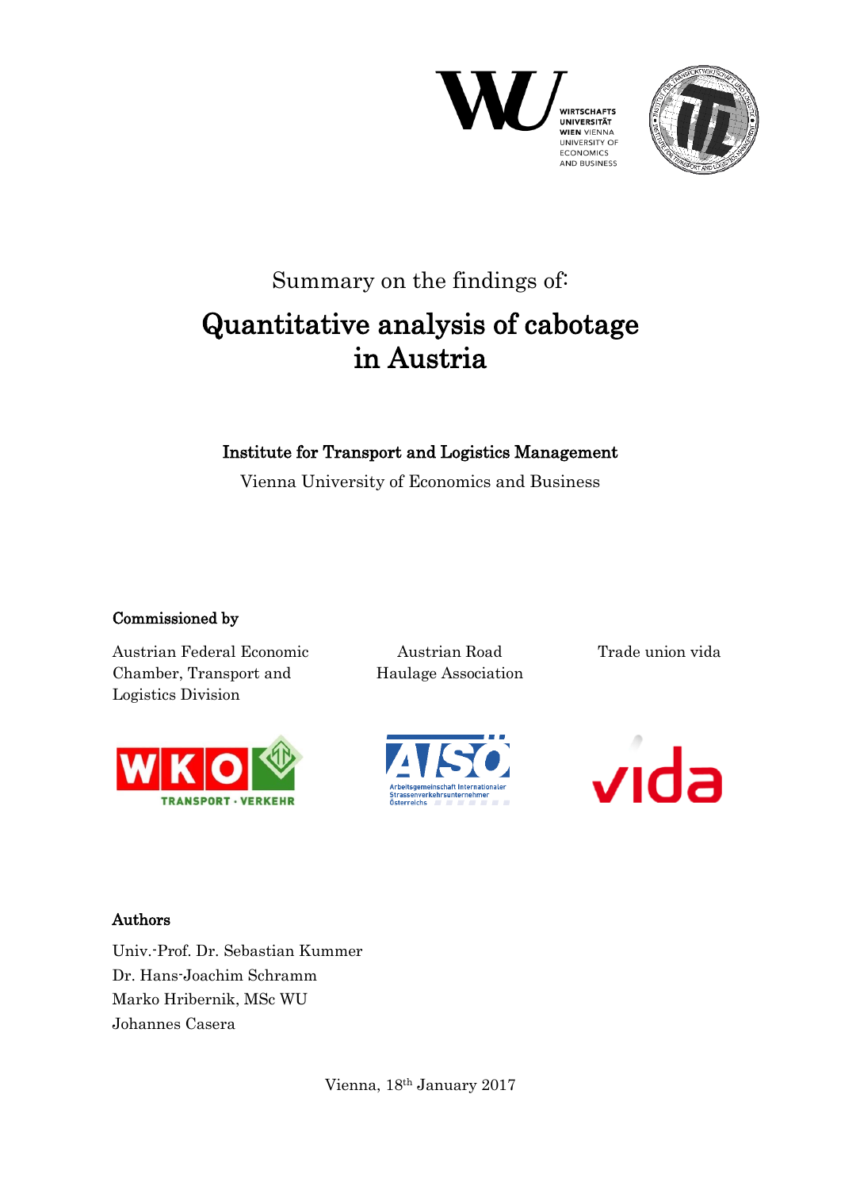Summary on the findings of:

# Quantitative analysis of cabotage in Austria

## Institute for Transport and Logistics Management

Vienna University of Economics and Business

### Commissioned by

Austrian Federal Economic Chamber, Transport and Logistics Division

Austrian Road Haulage Association

Trade union vida

### Authors

Univ.-Prof. Dr. Sebastian Kummer
Dr. Hans-Joachim Schramm
Marko Hribernik, MSc WU
Johannes Casera

Vienna, 18th January 2017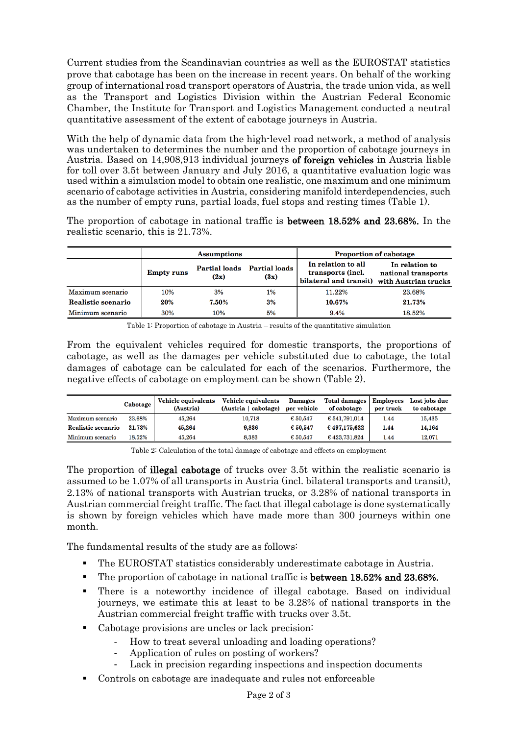Current studies from the Scandinavian countries as well as the EUROSTAT statistics prove that cabotage has been on the increase in recent years. On behalf of the working group of international road transport operators of Austria, the trade union vida, as well as the Transport and Logistics Division within the Austrian Federal Economic Chamber, the Institute for Transport and Logistics Management conducted a neutral quantitative assessment of the extent of cabotage journeys in Austria.

With the help of dynamic data from the high-level road network, a method of analysis was undertaken to determines the number and the proportion of cabotage journeys in Austria. Based on 14,908,913 individual journeys **of foreign vehicles** in Austria liable for toll over 3.5t between January and July 2016, a quantitative evaluation logic was used within a simulation model to obtain one realistic, one maximum and one minimum scenario of cabotage activities in Austria, considering manifold interdependencies, such as the number of empty runs, partial loads, fuel stops and resting times (Table 1).

The proportion of cabotage in national traffic is **between 18.52% and 23.68%.** In the realistic scenario, this is 21.73%.

| | Assumptions | | | Proportion of cabotage | |
|---|---|---|---|---|---|
| | **Empty runs** | **Partial loads (2x)** | **Partial loads (3x)** | **In relation to all transports (incl. bilateral and transit)** | **In relation to national transports with Austrian trucks** |
| Maximum scenario | 10% | 3% | 1% | 11.22% | 23.68% |
| **Realistic scenario** | **20%** | **7.50%** | **3%** | **10.67%** | **21.73%** |
| Minimum scenario | 30% | 10% | 5% | 9.4% | 18.52% |

Table 1: Proportion of cabotage in Austria – results of the quantitative simulation

From the equivalent vehicles required for domestic transports, the proportions of cabotage, as well as the damages per vehicle substituted due to cabotage, the total damages of cabotage can be calculated for each of the scenarios. Furthermore, the negative effects of cabotage on employment can be shown (Table 2).

| | Cabotage | Vehicle equivalents (Austria) | Vehicle equivalents (Austria \| cabotage) | Damages per vehicle | Total damages of cabotage | Employees per truck | Lost jobs due to cabotage |
|---|---|---|---|---|---|---|---|
| Maximum scenario | 23.68% | 45,264 | 10,718 | € 50,547 | € 541,791,014 | 1.44 | 15,435 |
| **Realistic scenario** | **21.73%** | **45,264** | **9,836** | **€ 50,547** | **€ 497,175,622** | **1.44** | **14,164** |
| Minimum scenario | 18.52% | 45,264 | 8,383 | € 50,547 | € 423,731,824 | 1.44 | 12,071 |

Table 2: Calculation of the total damage of cabotage and effects on employment

The proportion of **illegal cabotage** of trucks over 3.5t within the realistic scenario is assumed to be 1.07% of all transports in Austria (incl. bilateral transports and transit), 2.13% of national transports with Austrian trucks, or 3.28% of national transports in Austrian commercial freight traffic. The fact that illegal cabotage is done systematically is shown by foreign vehicles which have made more than 300 journeys within one month.

The fundamental results of the study are as follows:

- The EUROSTAT statistics considerably underestimate cabotage in Austria.
- The proportion of cabotage in national traffic is **between 18.52% and 23.68%.**
- There is a noteworthy incidence of illegal cabotage. Based on individual journeys, we estimate this at least to be 3.28% of national transports in the Austrian commercial freight traffic with trucks over 3.5t.
- Cabotage provisions are uncles or lack precision:
  - How to treat several unloading and loading operations?
  - Application of rules on posting of workers?
  - Lack in precision regarding inspections and inspection documents
- Controls on cabotage are inadequate and rules not enforceable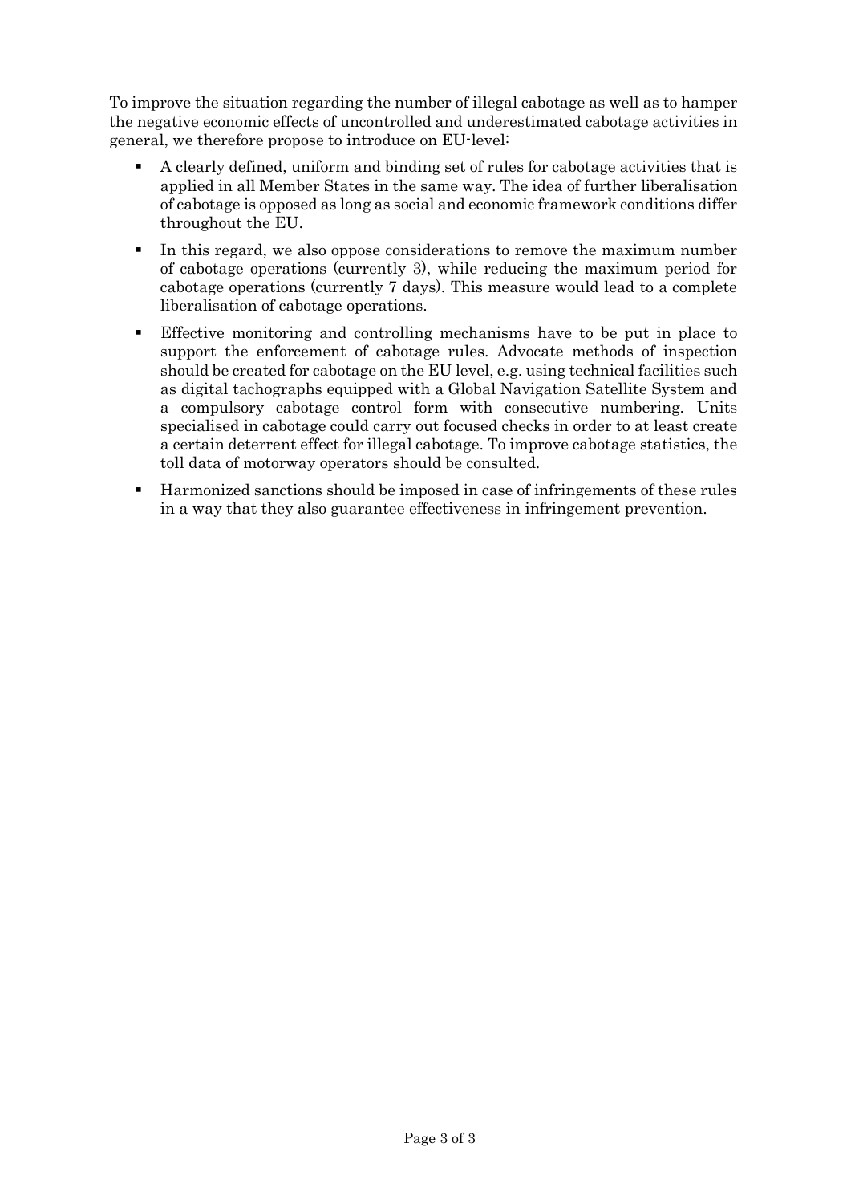To improve the situation regarding the number of illegal cabotage as well as to hamper the negative economic effects of uncontrolled and underestimated cabotage activities in general, we therefore propose to introduce on EU-level:

- A clearly defined, uniform and binding set of rules for cabotage activities that is applied in all Member States in the same way. The idea of further liberalisation of cabotage is opposed as long as social and economic framework conditions differ throughout the EU.
- In this regard, we also oppose considerations to remove the maximum number of cabotage operations (currently 3), while reducing the maximum period for cabotage operations (currently 7 days). This measure would lead to a complete liberalisation of cabotage operations.
- Effective monitoring and controlling mechanisms have to be put in place to support the enforcement of cabotage rules. Advocate methods of inspection should be created for cabotage on the EU level, e.g. using technical facilities such as digital tachographs equipped with a Global Navigation Satellite System and a compulsory cabotage control form with consecutive numbering. Units specialised in cabotage could carry out focused checks in order to at least create a certain deterrent effect for illegal cabotage. To improve cabotage statistics, the toll data of motorway operators should be consulted.
- Harmonized sanctions should be imposed in case of infringements of these rules in a way that they also guarantee effectiveness in infringement prevention.